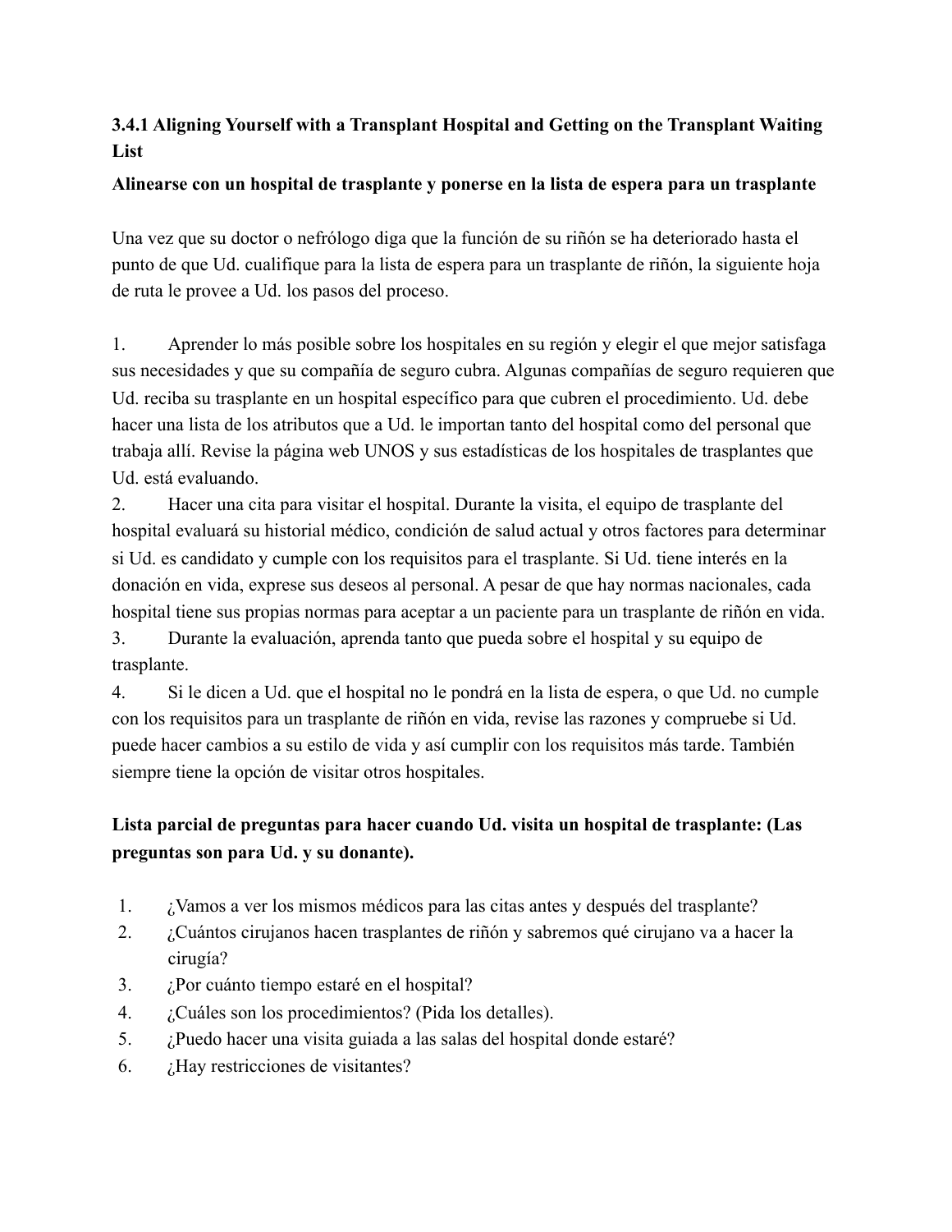### 3.4.1 Aligning Yourself with a Transplant Hospital and Getting on the Transplant Waiting List

**Alinearse con un hospital de trasplante y ponerse en la lista de espera para un trasplante**

Una vez que su doctor o nefrólogo diga que la función de su riñón se ha deteriorado hasta el punto de que Ud. cualifique para la lista de espera para un trasplante de riñón, la siguiente hoja de ruta le provee a Ud. los pasos del proceso.

1. Aprender lo más posible sobre los hospitales en su región y elegir el que mejor satisfaga sus necesidades y que su compañía de seguro cubra. Algunas compañías de seguro requieren que Ud. reciba su trasplante en un hospital específico para que cubren el procedimiento. Ud. debe hacer una lista de los atributos que a Ud. le importan tanto del hospital como del personal que trabaja allí. Revise la página web UNOS y sus estadísticas de los hospitales de trasplantes que Ud. está evaluando.
2. Hacer una cita para visitar el hospital. Durante la visita, el equipo de trasplante del hospital evaluará su historial médico, condición de salud actual y otros factores para determinar si Ud. es candidato y cumple con los requisitos para el trasplante. Si Ud. tiene interés en la donación en vida, exprese sus deseos al personal. A pesar de que hay normas nacionales, cada hospital tiene sus propias normas para aceptar a un paciente para un trasplante de riñón en vida.
3. Durante la evaluación, aprenda tanto que pueda sobre el hospital y su equipo de trasplante.
4. Si le dicen a Ud. que el hospital no le pondrá en la lista de espera, o que Ud. no cumple con los requisitos para un trasplante de riñón en vida, revise las razones y compruebe si Ud. puede hacer cambios a su estilo de vida y así cumplir con los requisitos más tarde. También siempre tiene la opción de visitar otros hospitales.

**Lista parcial de preguntas para hacer cuando Ud. visita un hospital de trasplante: (Las preguntas son para Ud. y su donante).**

1. ¿Vamos a ver los mismos médicos para las citas antes y después del trasplante?
2. ¿Cuántos cirujanos hacen trasplantes de riñón y sabremos qué cirujano va a hacer la cirugía?
3. ¿Por cuánto tiempo estaré en el hospital?
4. ¿Cuáles son los procedimientos? (Pida los detalles).
5. ¿Puedo hacer una visita guiada a las salas del hospital donde estaré?
6. ¿Hay restricciones de visitantes?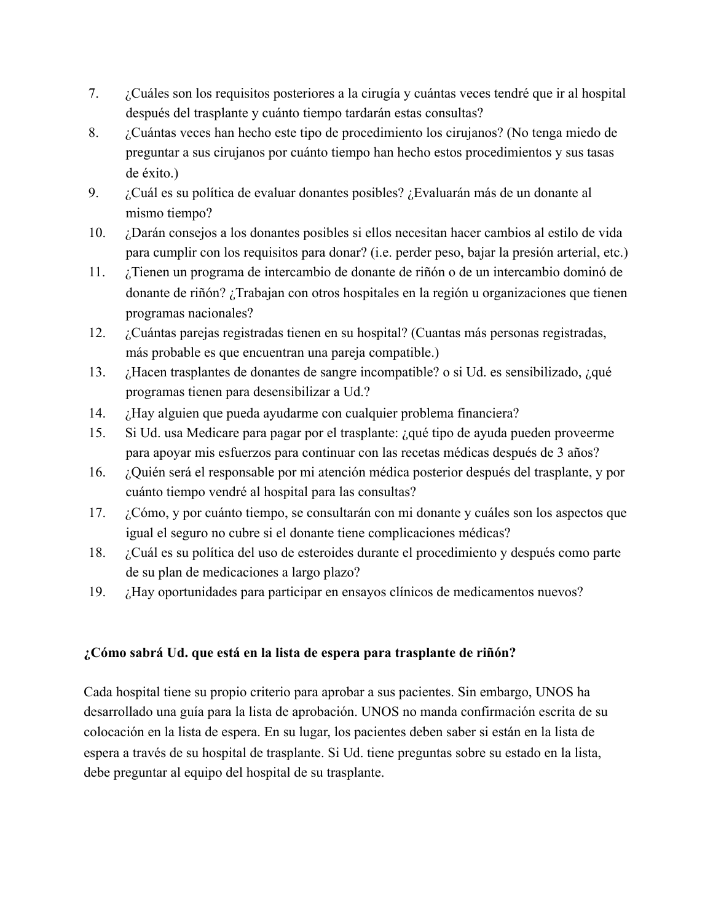7. ¿Cuáles son los requisitos posteriores a la cirugía y cuántas veces tendré que ir al hospital después del trasplante y cuánto tiempo tardarán estas consultas?
8. ¿Cuántas veces han hecho este tipo de procedimiento los cirujanos? (No tenga miedo de preguntar a sus cirujanos por cuánto tiempo han hecho estos procedimientos y sus tasas de éxito.)
9. ¿Cuál es su política de evaluar donantes posibles? ¿Evaluarán más de un donante al mismo tiempo?
10. ¿Darán consejos a los donantes posibles si ellos necesitan hacer cambios al estilo de vida para cumplir con los requisitos para donar? (i.e. perder peso, bajar la presión arterial, etc.)
11. ¿Tienen un programa de intercambio de donante de riñón o de un intercambio dominó de donante de riñón? ¿Trabajan con otros hospitales en la región u organizaciones que tienen programas nacionales?
12. ¿Cuántas parejas registradas tienen en su hospital? (Cuantas más personas registradas, más probable es que encuentran una pareja compatible.)
13. ¿Hacen trasplantes de donantes de sangre incompatible? o si Ud. es sensibilizado, ¿qué programas tienen para desensibilizar a Ud.?
14. ¿Hay alguien que pueda ayudarme con cualquier problema financiera?
15. Si Ud. usa Medicare para pagar por el trasplante: ¿qué tipo de ayuda pueden proveerme para apoyar mis esfuerzos para continuar con las recetas médicas después de 3 años?
16. ¿Quién será el responsable por mi atención médica posterior después del trasplante, y por cuánto tiempo vendré al hospital para las consultas?
17. ¿Cómo, y por cuánto tiempo, se consultarán con mi donante y cuáles son los aspectos que igual el seguro no cubre si el donante tiene complicaciones médicas?
18. ¿Cuál es su política del uso de esteroides durante el procedimiento y después como parte de su plan de medicaciones a largo plazo?
19. ¿Hay oportunidades para participar en ensayos clínicos de medicamentos nuevos?

**¿Cómo sabrá Ud. que está en la lista de espera para trasplante de riñón?**

Cada hospital tiene su propio criterio para aprobar a sus pacientes. Sin embargo, UNOS ha desarrollado una guía para la lista de aprobación. UNOS no manda confirmación escrita de su colocación en la lista de espera. En su lugar, los pacientes deben saber si están en la lista de espera a través de su hospital de trasplante. Si Ud. tiene preguntas sobre su estado en la lista, debe preguntar al equipo del hospital de su trasplante.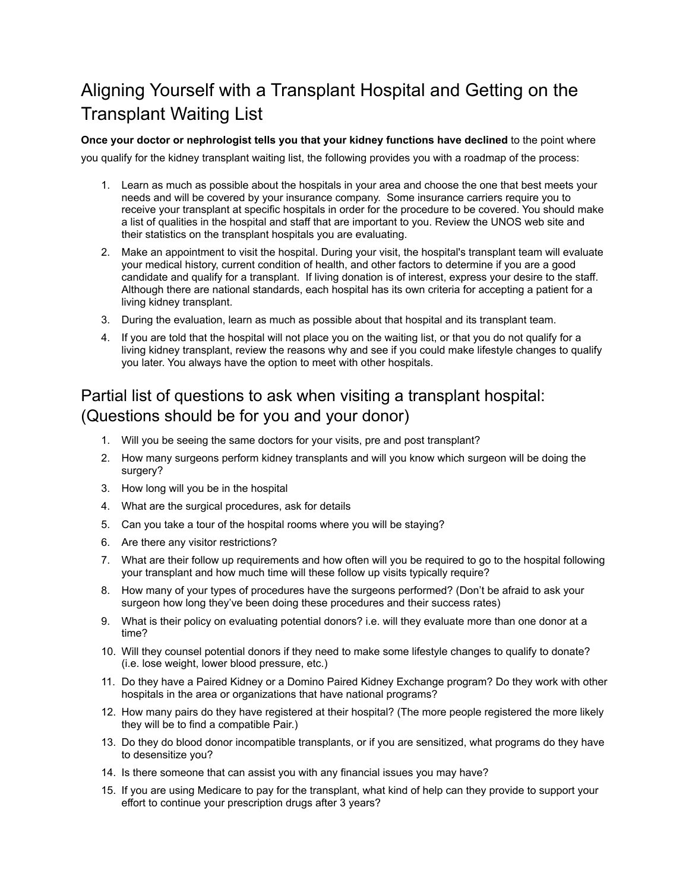# Aligning Yourself with a Transplant Hospital and Getting on the Transplant Waiting List

**Once your doctor or nephrologist tells you that your kidney functions have declined** to the point where you qualify for the kidney transplant waiting list, the following provides you with a roadmap of the process:

1. Learn as much as possible about the hospitals in your area and choose the one that best meets your needs and will be covered by your insurance company. Some insurance carriers require you to receive your transplant at specific hospitals in order for the procedure to be covered. You should make a list of qualities in the hospital and staff that are important to you. Review the UNOS web site and their statistics on the transplant hospitals you are evaluating.
2. Make an appointment to visit the hospital. During your visit, the hospital's transplant team will evaluate your medical history, current condition of health, and other factors to determine if you are a good candidate and qualify for a transplant. If living donation is of interest, express your desire to the staff. Although there are national standards, each hospital has its own criteria for accepting a patient for a living kidney transplant.
3. During the evaluation, learn as much as possible about that hospital and its transplant team.
4. If you are told that the hospital will not place you on the waiting list, or that you do not qualify for a living kidney transplant, review the reasons why and see if you could make lifestyle changes to qualify you later. You always have the option to meet with other hospitals.

## Partial list of questions to ask when visiting a transplant hospital: (Questions should be for you and your donor)

1. Will you be seeing the same doctors for your visits, pre and post transplant?
2. How many surgeons perform kidney transplants and will you know which surgeon will be doing the surgery?
3. How long will you be in the hospital
4. What are the surgical procedures, ask for details
5. Can you take a tour of the hospital rooms where you will be staying?
6. Are there any visitor restrictions?
7. What are their follow up requirements and how often will you be required to go to the hospital following your transplant and how much time will these follow up visits typically require?
8. How many of your types of procedures have the surgeons performed? (Don't be afraid to ask your surgeon how long they've been doing these procedures and their success rates)
9. What is their policy on evaluating potential donors? i.e. will they evaluate more than one donor at a time?
10. Will they counsel potential donors if they need to make some lifestyle changes to qualify to donate? (i.e. lose weight, lower blood pressure, etc.)
11. Do they have a Paired Kidney or a Domino Paired Kidney Exchange program? Do they work with other hospitals in the area or organizations that have national programs?
12. How many pairs do they have registered at their hospital? (The more people registered the more likely they will be to find a compatible Pair.)
13. Do they do blood donor incompatible transplants, or if you are sensitized, what programs do they have to desensitize you?
14. Is there someone that can assist you with any financial issues you may have?
15. If you are using Medicare to pay for the transplant, what kind of help can they provide to support your effort to continue your prescription drugs after 3 years?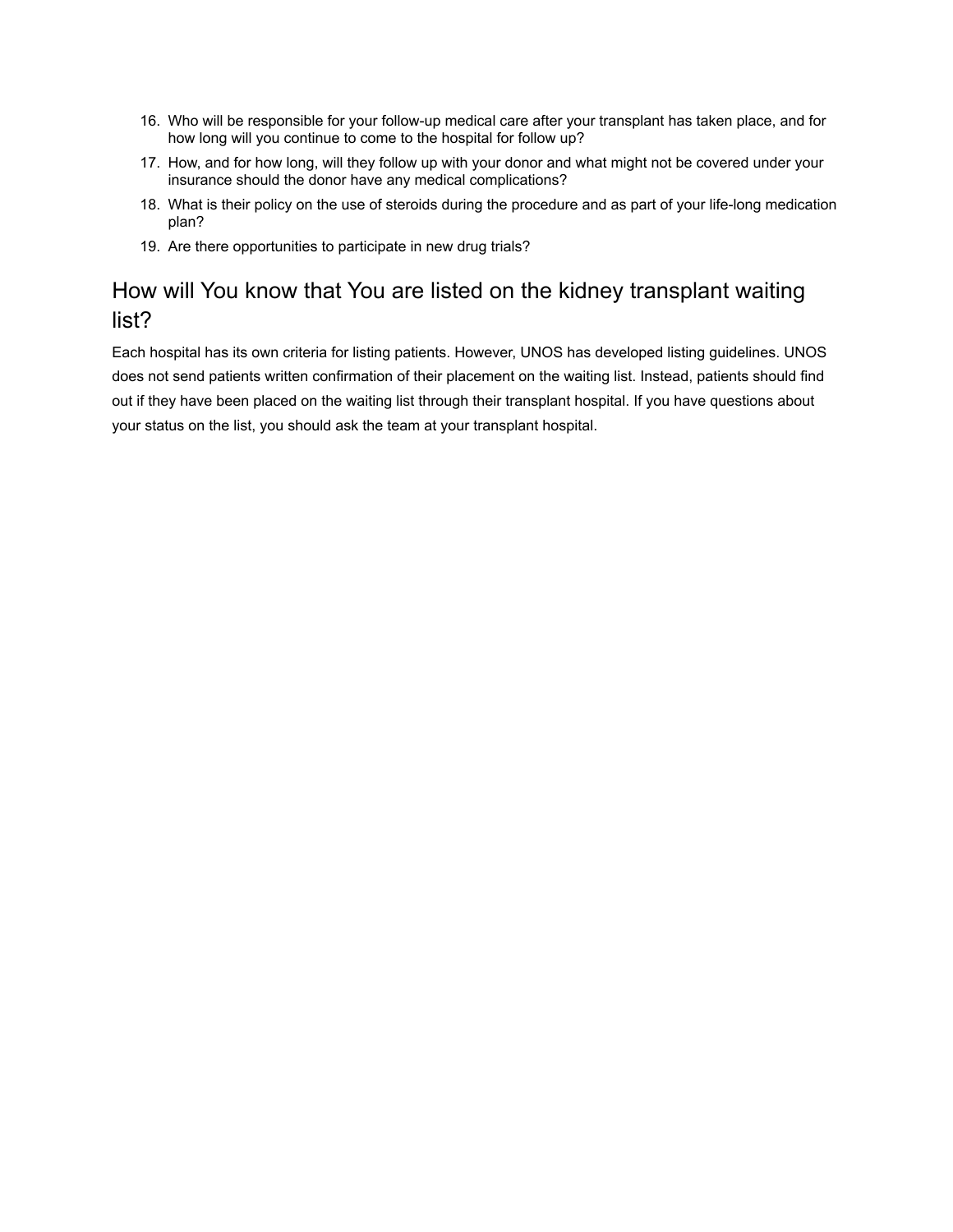16. Who will be responsible for your follow-up medical care after your transplant has taken place, and for how long will you continue to come to the hospital for follow up?
17. How, and for how long, will they follow up with your donor and what might not be covered under your insurance should the donor have any medical complications?
18. What is their policy on the use of steroids during the procedure and as part of your life-long medication plan?
19. Are there opportunities to participate in new drug trials?

## How will You know that You are listed on the kidney transplant waiting list?

Each hospital has its own criteria for listing patients. However, UNOS has developed listing guidelines. UNOS does not send patients written confirmation of their placement on the waiting list. Instead, patients should find out if they have been placed on the waiting list through their transplant hospital. If you have questions about your status on the list, you should ask the team at your transplant hospital.